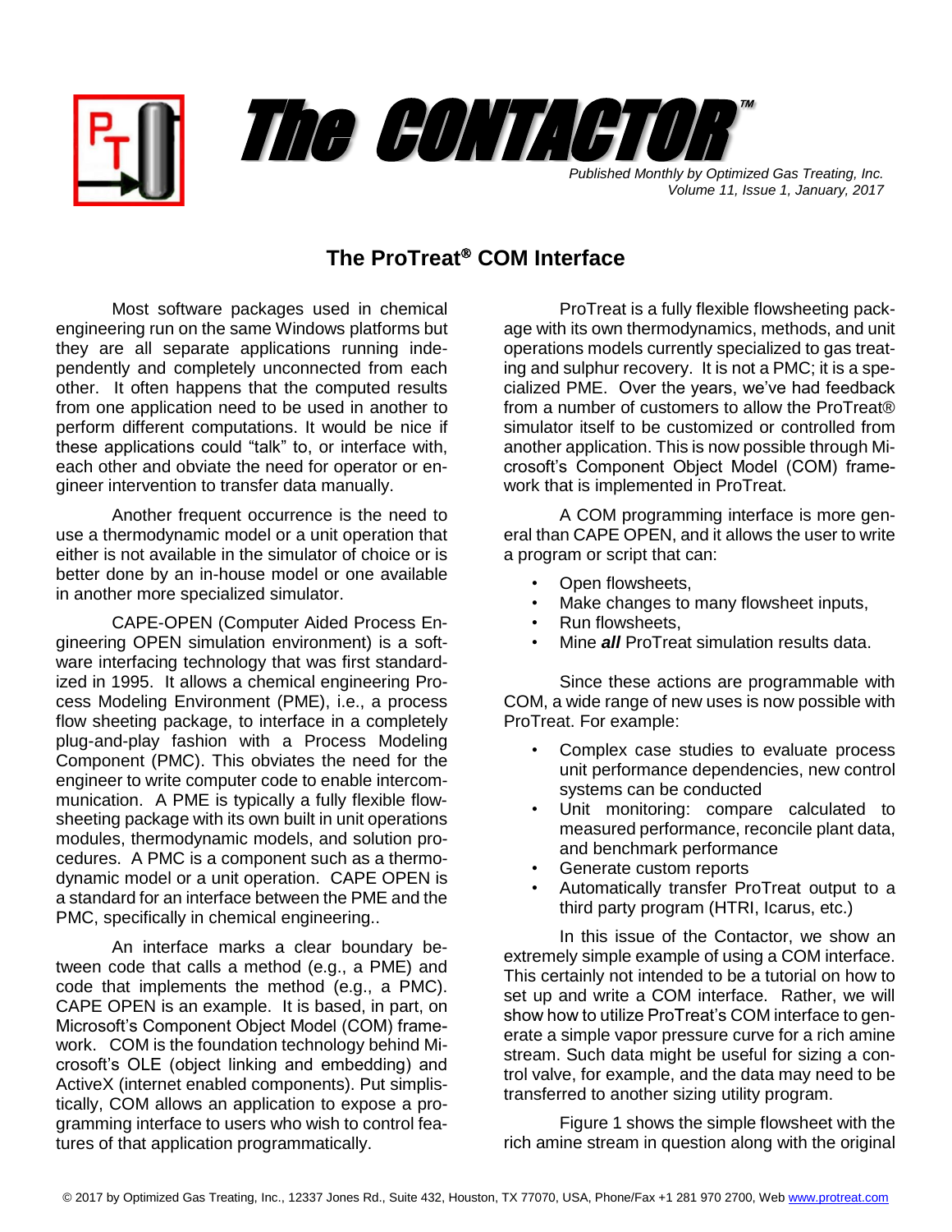# The CONTACTOR™

*Published Monthly by Optimized Gas Treating, Inc.*
*Volume 11, Issue 1, January, 2017*

## The ProTreat® COM Interface

Most software packages used in chemical engineering run on the same Windows platforms but they are all separate applications running independently and completely unconnected from each other. It often happens that the computed results from one application need to be used in another to perform different computations. It would be nice if these applications could "talk" to, or interface with, each other and obviate the need for operator or engineer intervention to transfer data manually.

Another frequent occurrence is the need to use a thermodynamic model or a unit operation that either is not available in the simulator of choice or is better done by an in-house model or one available in another more specialized simulator.

CAPE-OPEN (Computer Aided Process Engineering OPEN simulation environment) is a software interfacing technology that was first standardized in 1995. It allows a chemical engineering Process Modeling Environment (PME), i.e., a process flow sheeting package, to interface in a completely plug-and-play fashion with a Process Modeling Component (PMC). This obviates the need for the engineer to write computer code to enable intercommunication. A PME is typically a fully flexible flowsheeting package with its own built in unit operations modules, thermodynamic models, and solution procedures. A PMC is a component such as a thermodynamic model or a unit operation. CAPE OPEN is a standard for an interface between the PME and the PMC, specifically in chemical engineering..

An interface marks a clear boundary between code that calls a method (e.g., a PME) and code that implements the method (e.g., a PMC). CAPE OPEN is an example. It is based, in part, on Microsoft's Component Object Model (COM) framework. COM is the foundation technology behind Microsoft's OLE (object linking and embedding) and ActiveX (internet enabled components). Put simplistically, COM allows an application to expose a programming interface to users who wish to control features of that application programmatically.

ProTreat is a fully flexible flowsheeting package with its own thermodynamics, methods, and unit operations models currently specialized to gas treating and sulphur recovery. It is not a PMC; it is a specialized PME. Over the years, we've had feedback from a number of customers to allow the ProTreat® simulator itself to be customized or controlled from another application. This is now possible through Microsoft's Component Object Model (COM) framework that is implemented in ProTreat.

A COM programming interface is more general than CAPE OPEN, and it allows the user to write a program or script that can:

- Open flowsheets,
- Make changes to many flowsheet inputs,
- Run flowsheets,
- Mine ***all*** ProTreat simulation results data.

Since these actions are programmable with COM, a wide range of new uses is now possible with ProTreat. For example:

- Complex case studies to evaluate process unit performance dependencies, new control systems can be conducted
- Unit monitoring: compare calculated to measured performance, reconcile plant data, and benchmark performance
- Generate custom reports
- Automatically transfer ProTreat output to a third party program (HTRI, Icarus, etc.)

In this issue of the Contactor, we show an extremely simple example of using a COM interface. This certainly not intended to be a tutorial on how to set up and write a COM interface. Rather, we will show how to utilize ProTreat's COM interface to generate a simple vapor pressure curve for a rich amine stream. Such data might be useful for sizing a control valve, for example, and the data may need to be transferred to another sizing utility program.

Figure 1 shows the simple flowsheet with the rich amine stream in question along with the original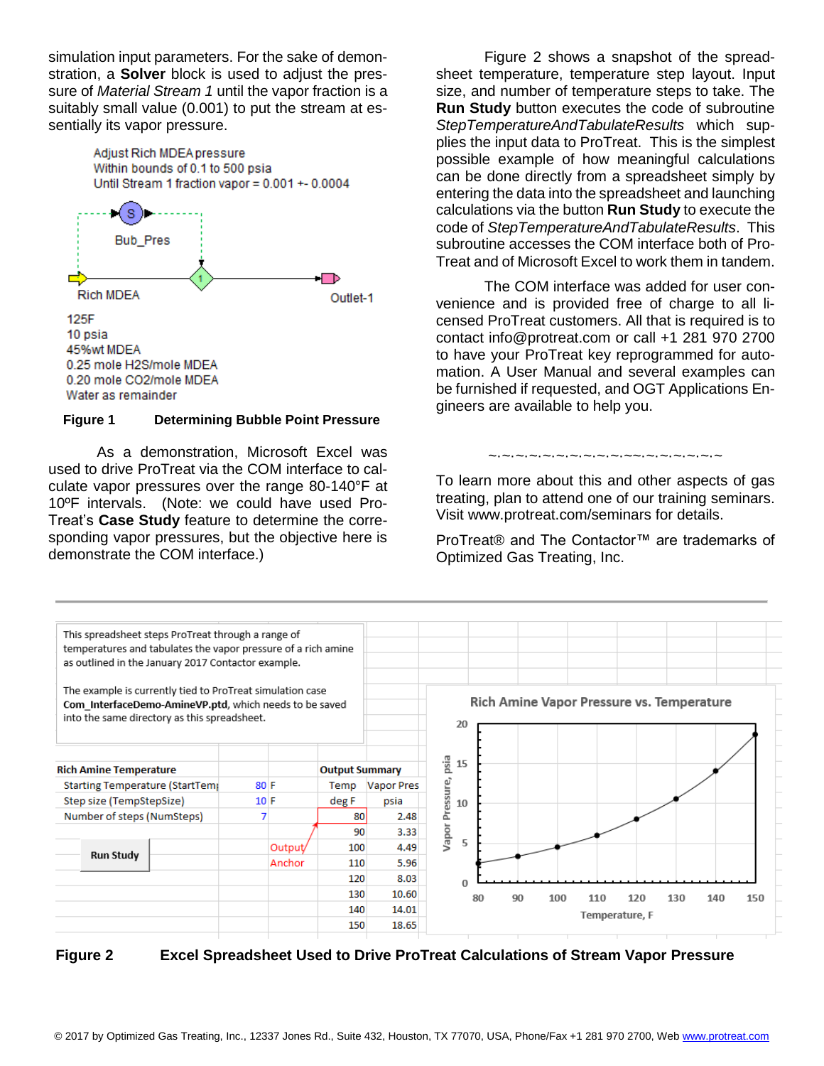simulation input parameters. For the sake of demonstration, a **Solver** block is used to adjust the pressure of *Material Stream 1* until the vapor fraction is a suitably small value (0.001) to put the stream at essentially its vapor pressure.

Adjust Rich MDEA pressure
Within bounds of 0.1 to 500 psia
Until Stream 1 fraction vapor = 0.001 +- 0.0004

S
Bub_Pres
1
Rich MDEA
Outlet-1

125F
10 psia
45%wt MDEA
0.25 mole H2S/mole MDEA
0.20 mole CO2/mole MDEA
Water as remainder

**Figure 1 Determining Bubble Point Pressure**

As a demonstration, Microsoft Excel was used to drive ProTreat via the COM interface to calculate vapor pressures over the range 80-140°F at 10ºF intervals. (Note: we could have used ProTreat's **Case Study** feature to determine the corresponding vapor pressures, but the objective here is demonstrate the COM interface.)

Figure 2 shows a snapshot of the spreadsheet temperature, temperature step layout. Input size, and number of temperature steps to take. The **Run Study** button executes the code of subroutine *StepTemperatureAndTabulateResults* which supplies the input data to ProTreat. This is the simplest possible example of how meaningful calculations can be done directly from a spreadsheet simply by entering the data into the spreadsheet and launching calculations via the button **Run Study** to execute the code of *StepTemperatureAndTabulateResults*. This subroutine accesses the COM interface both of ProTreat and of Microsoft Excel to work them in tandem.

The COM interface was added for user convenience and is provided free of charge to all licensed ProTreat customers. All that is required is to contact info@protreat.com or call +1 281 970 2700 to have your ProTreat key reprogrammed for automation. A User Manual and several examples can be furnished if requested, and OGT Applications Engineers are available to help you.

~.~.~.~.~.~.~.~.~.~.~~.~.~.~.~.~.~

To learn more about this and other aspects of gas treating, plan to attend one of our training seminars. Visit www.protreat.com/seminars for details.

ProTreat® and The Contactor™ are trademarks of Optimized Gas Treating, Inc.

This spreadsheet steps ProTreat through a range of temperatures and tabulates the vapor pressure of a rich amine as outlined in the January 2017 Contactor example.

The example is currently tied to ProTreat simulation case **Com_InterfaceDemo-AmineVP.ptd**, which needs to be saved into the same directory as this spreadsheet.

| **Rich Amine Temperature** | | | **Output Summary** | |
|---|---|---|---|---|
| Starting Temperature (StartTemp) | 80 | F | Temp | Vapor Pres |
| Step size (TempStepSize) | 10 | F | deg F | psia |
| Number of steps (NumSteps) | 7 | | 80 | 2.48 |
| | | | 90 | 3.33 |
| Run Study | | Output | 100 | 4.49 |
| | | Anchor | 110 | 5.96 |
| | | | 120 | 8.03 |
| | | | 130 | 10.60 |
| | | | 140 | 14.01 |
| | | | 150 | 18.65 |

Rich Amine Vapor Pressure vs. Temperature
Vapor Pressure, psia
0
5
10
15
20
80 90 100 110 120 130 140 150
Temperature, F

**Figure 2 Excel Spreadsheet Used to Drive ProTreat Calculations of Stream Vapor Pressure**

© 2017 by Optimized Gas Treating, Inc., 12337 Jones Rd., Suite 432, Houston, TX 77070, USA, Phone/Fax +1 281 970 2700, Web www.protreat.com